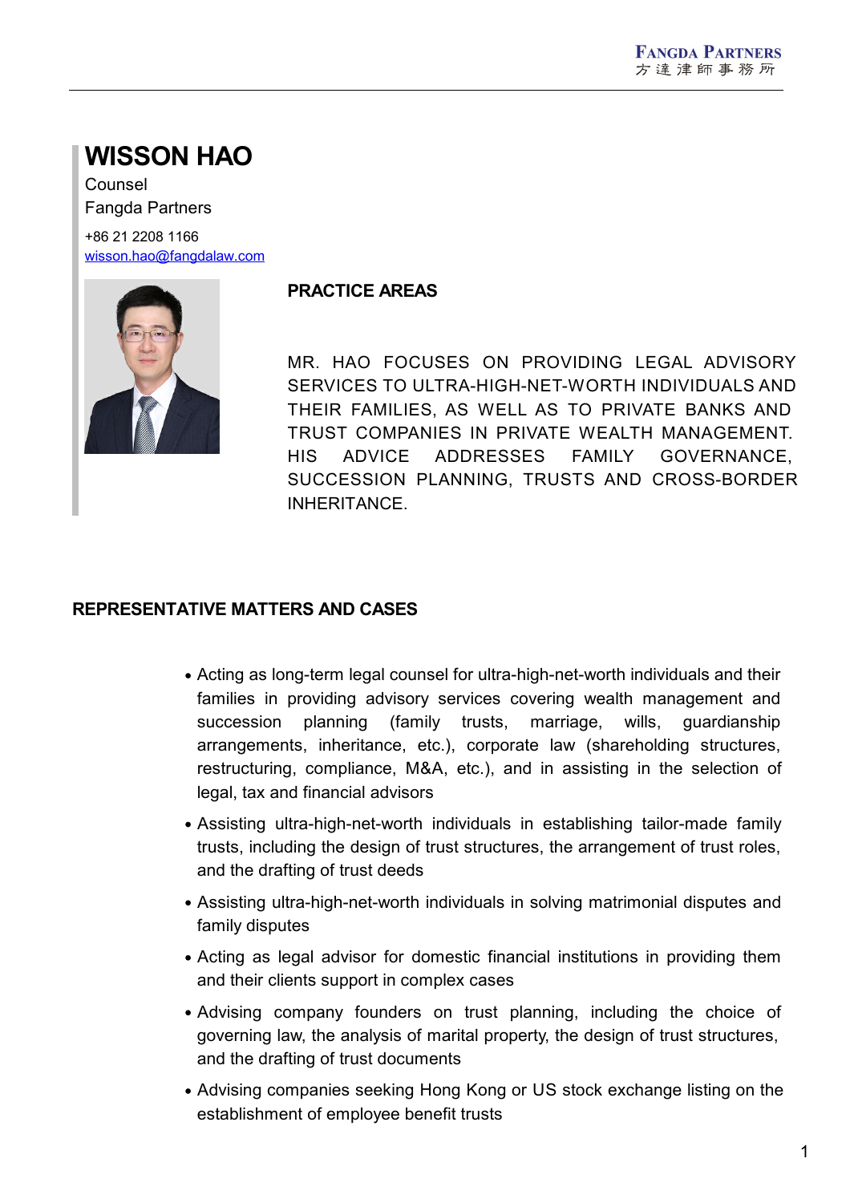# WISSON HAO

Counsel
Fangda Partners

+86 21 2208 1166
wisson.hao@fangdalaw.com

## PRACTICE AREAS

MR. HAO FOCUSES ON PROVIDING LEGAL ADVISORY SERVICES TO ULTRA-HIGH-NET-WORTH INDIVIDUALS AND THEIR FAMILIES, AS WELL AS TO PRIVATE BANKS AND TRUST COMPANIES IN PRIVATE WEALTH MANAGEMENT. HIS ADVICE ADDRESSES FAMILY GOVERNANCE, SUCCESSION PLANNING, TRUSTS AND CROSS-BORDER INHERITANCE.

## REPRESENTATIVE MATTERS AND CASES

- Acting as long-term legal counsel for ultra-high-net-worth individuals and their families in providing advisory services covering wealth management and succession planning (family trusts, marriage, wills, guardianship arrangements, inheritance, etc.), corporate law (shareholding structures, restructuring, compliance, M&A, etc.), and in assisting in the selection of legal, tax and financial advisors
- Assisting ultra-high-net-worth individuals in establishing tailor-made family trusts, including the design of trust structures, the arrangement of trust roles, and the drafting of trust deeds
- Assisting ultra-high-net-worth individuals in solving matrimonial disputes and family disputes
- Acting as legal advisor for domestic financial institutions in providing them and their clients support in complex cases
- Advising company founders on trust planning, including the choice of governing law, the analysis of marital property, the design of trust structures, and the drafting of trust documents
- Advising companies seeking Hong Kong or US stock exchange listing on the establishment of employee benefit trusts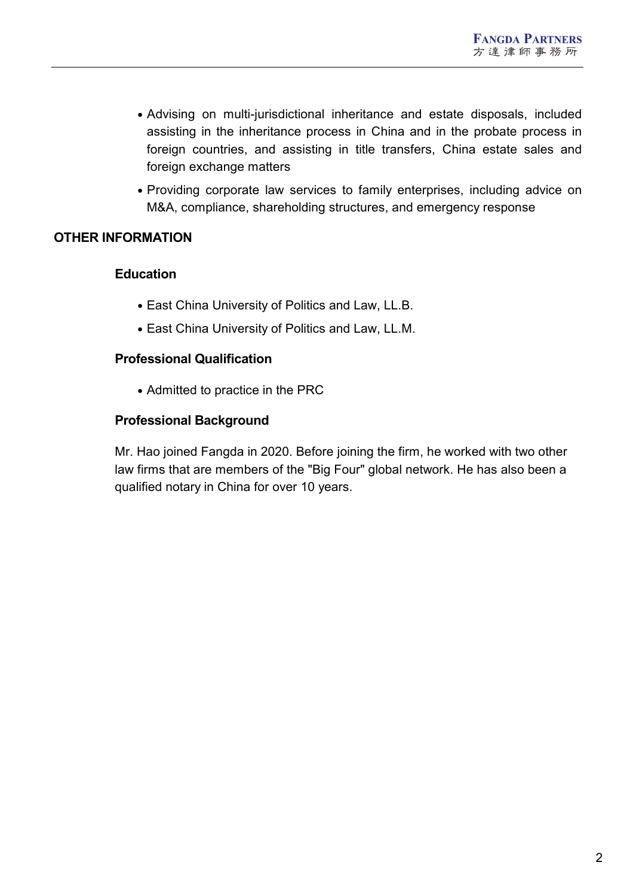- Advising on multi-jurisdictional inheritance and estate disposals, included assisting in the inheritance process in China and in the probate process in foreign countries, and assisting in title transfers, China estate sales and foreign exchange matters
- Providing corporate law services to family enterprises, including advice on M&A, compliance, shareholding structures, and emergency response

## OTHER INFORMATION

### Education

- East China University of Politics and Law, LL.B.
- East China University of Politics and Law, LL.M.

### Professional Qualification

- Admitted to practice in the PRC

### Professional Background

Mr. Hao joined Fangda in 2020. Before joining the firm, he worked with two other law firms that are members of the "Big Four" global network. He has also been a qualified notary in China for over 10 years.